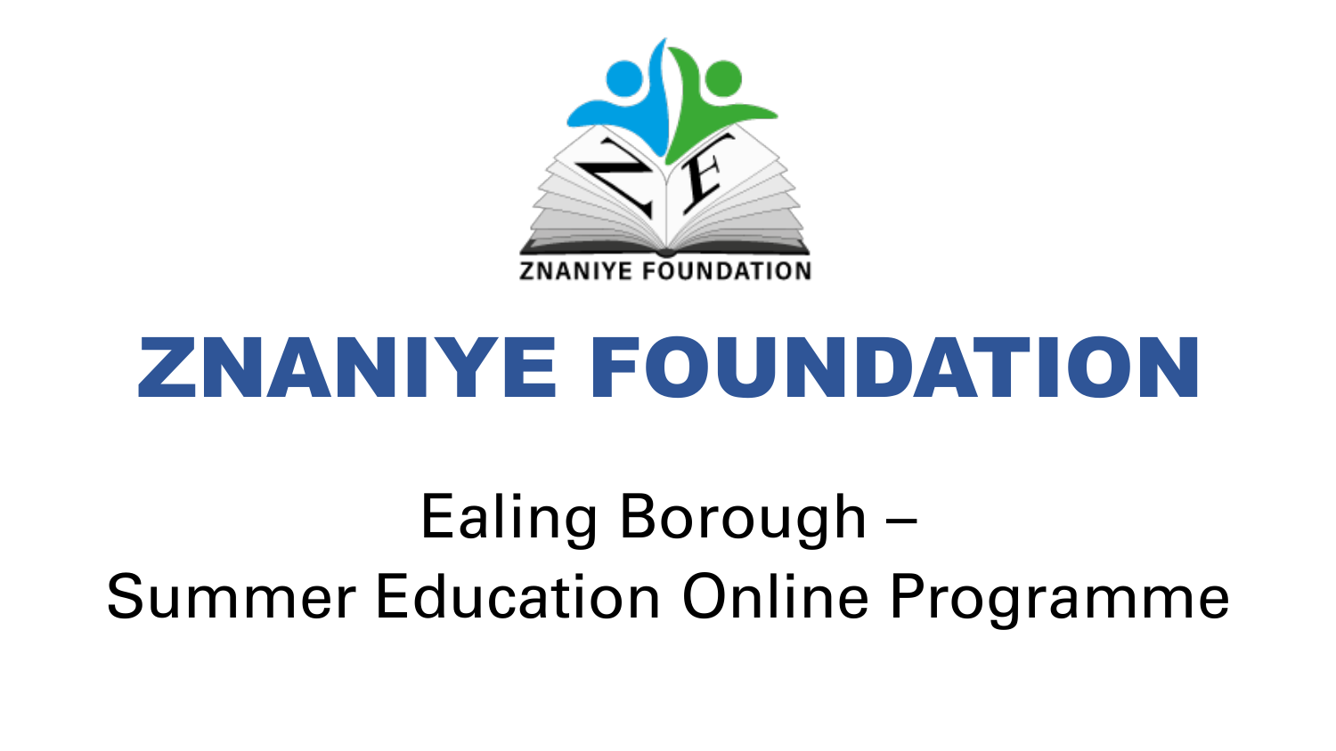# ZNANIYE FOUNDATION

Ealing Borough –
Summer Education Online Programme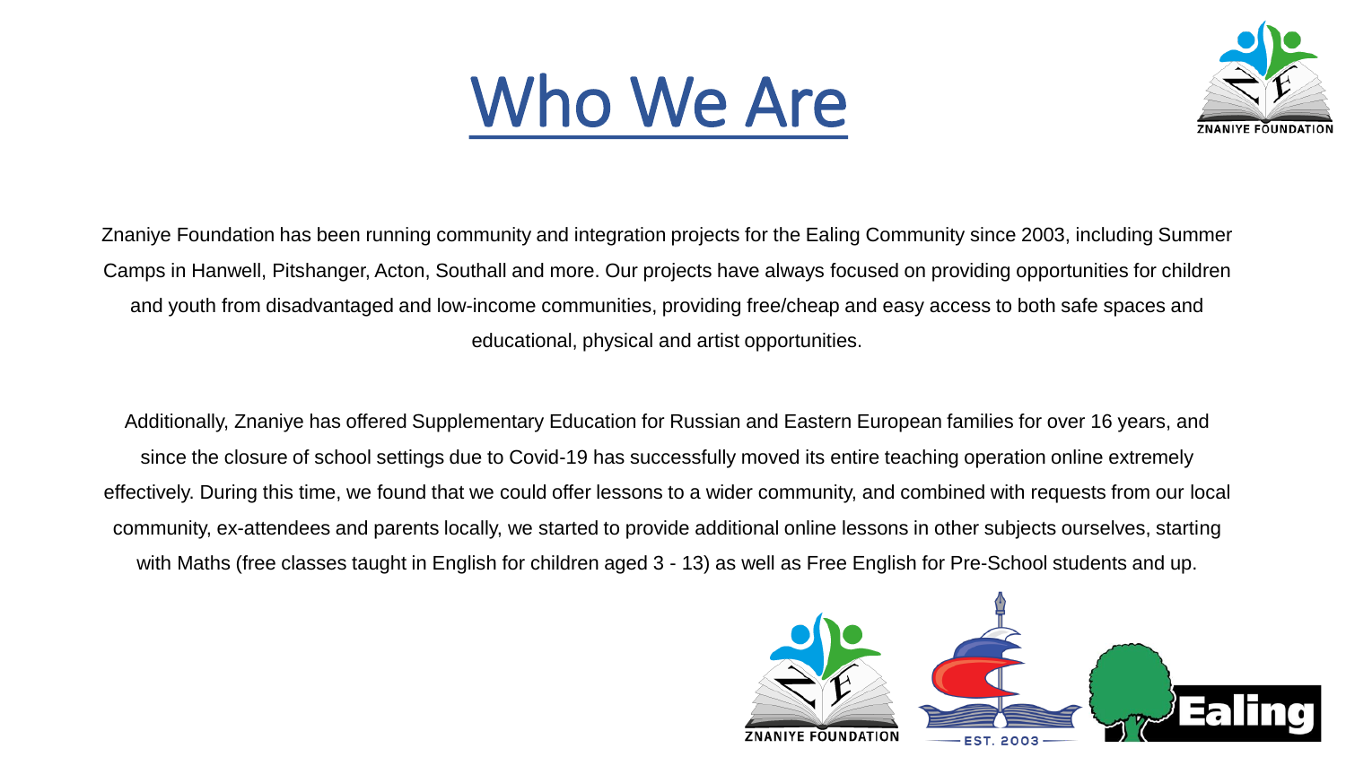# Who We Are

Znaniye Foundation has been running community and integration projects for the Ealing Community since 2003, including Summer Camps in Hanwell, Pitshanger, Acton, Southall and more. Our projects have always focused on providing opportunities for children and youth from disadvantaged and low-income communities, providing free/cheap and easy access to both safe spaces and educational, physical and artist opportunities.

Additionally, Znaniye has offered Supplementary Education for Russian and Eastern European families for over 16 years, and since the closure of school settings due to Covid-19 has successfully moved its entire teaching operation online extremely effectively. During this time, we found that we could offer lessons to a wider community, and combined with requests from our local community, ex-attendees and parents locally, we started to provide additional online lessons in other subjects ourselves, starting with Maths (free classes taught in English for children aged 3 - 13) as well as Free English for Pre-School students and up.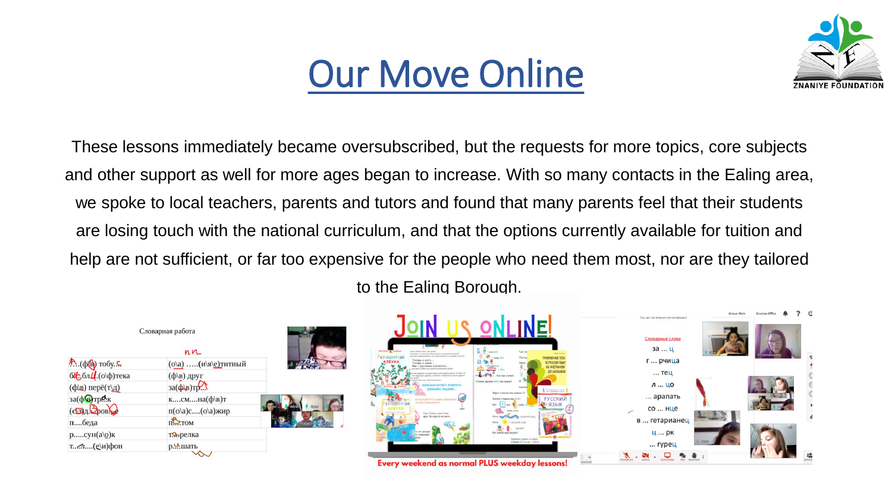# Our Move Online

These lessons immediately became oversubscribed, but the requests for more topics, core subjects and other support as well for more ages began to increase. With so many contacts in the Ealing area, we spoke to local teachers, parents and tutors and found that many parents feel that their students are losing touch with the national curriculum, and that the options currently available for tuition and help are not sufficient, or far too expensive for the people who need them most, nor are they tailored to the Ealing Borough.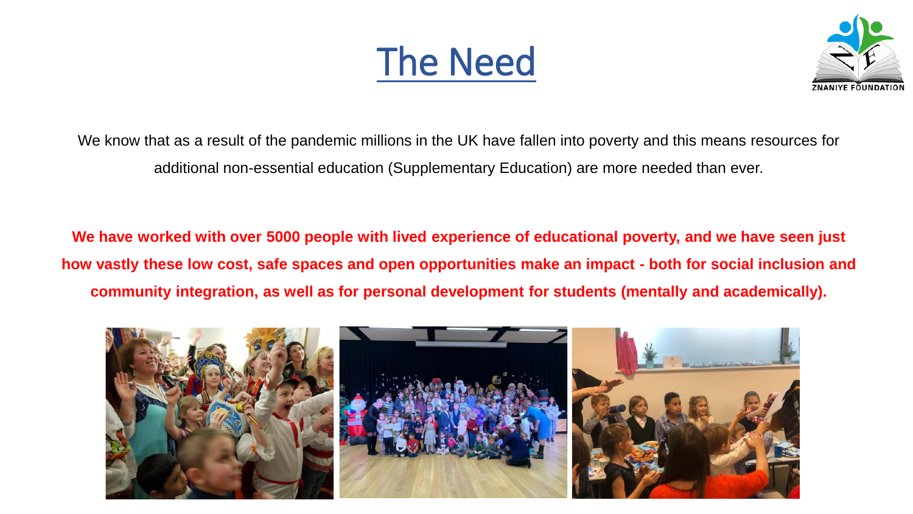# The Need

We know that as a result of the pandemic millions in the UK have fallen into poverty and this means resources for additional non-essential education (Supplementary Education) are more needed than ever.

**We have worked with over 5000 people with lived experience of educational poverty, and we have seen just how vastly these low cost, safe spaces and open opportunities make an impact - both for social inclusion and community integration, as well as for personal development for students (mentally and academically).**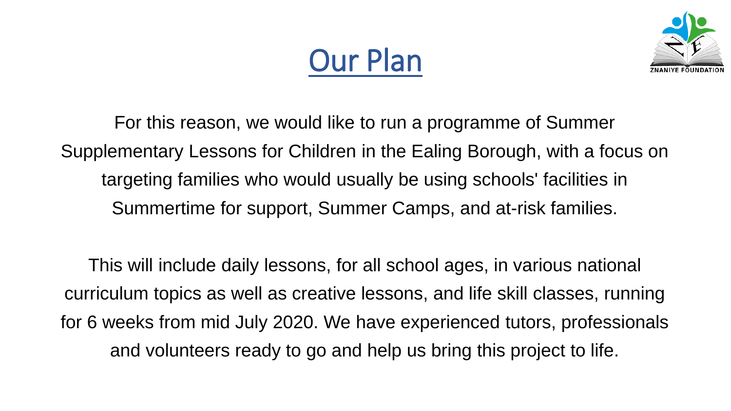# Our Plan

For this reason, we would like to run a programme of Summer Supplementary Lessons for Children in the Ealing Borough, with a focus on targeting families who would usually be using schools' facilities in Summertime for support, Summer Camps, and at-risk families.

This will include daily lessons, for all school ages, in various national curriculum topics as well as creative lessons, and life skill classes, running for 6 weeks from mid July 2020. We have experienced tutors, professionals and volunteers ready to go and help us bring this project to life.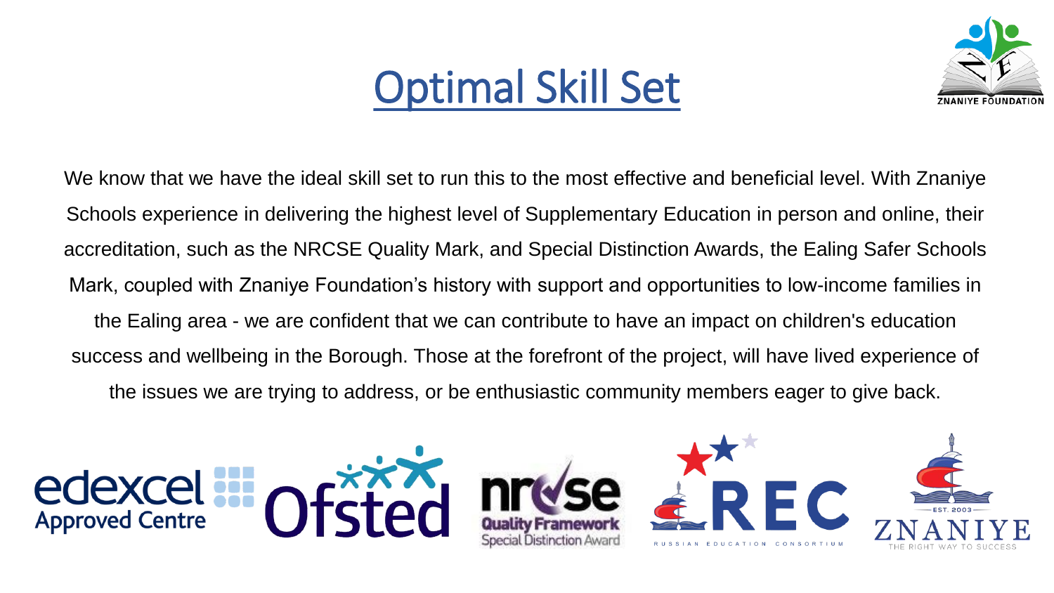# Optimal Skill Set

We know that we have the ideal skill set to run this to the most effective and beneficial level. With Znaniye Schools experience in delivering the highest level of Supplementary Education in person and online, their accreditation, such as the NRCSE Quality Mark, and Special Distinction Awards, the Ealing Safer Schools Mark, coupled with Znaniye Foundation's history with support and opportunities to low-income families in the Ealing area - we are confident that we can contribute to have an impact on children's education success and wellbeing in the Borough. Those at the forefront of the project, will have lived experience of the issues we are trying to address, or be enthusiastic community members eager to give back.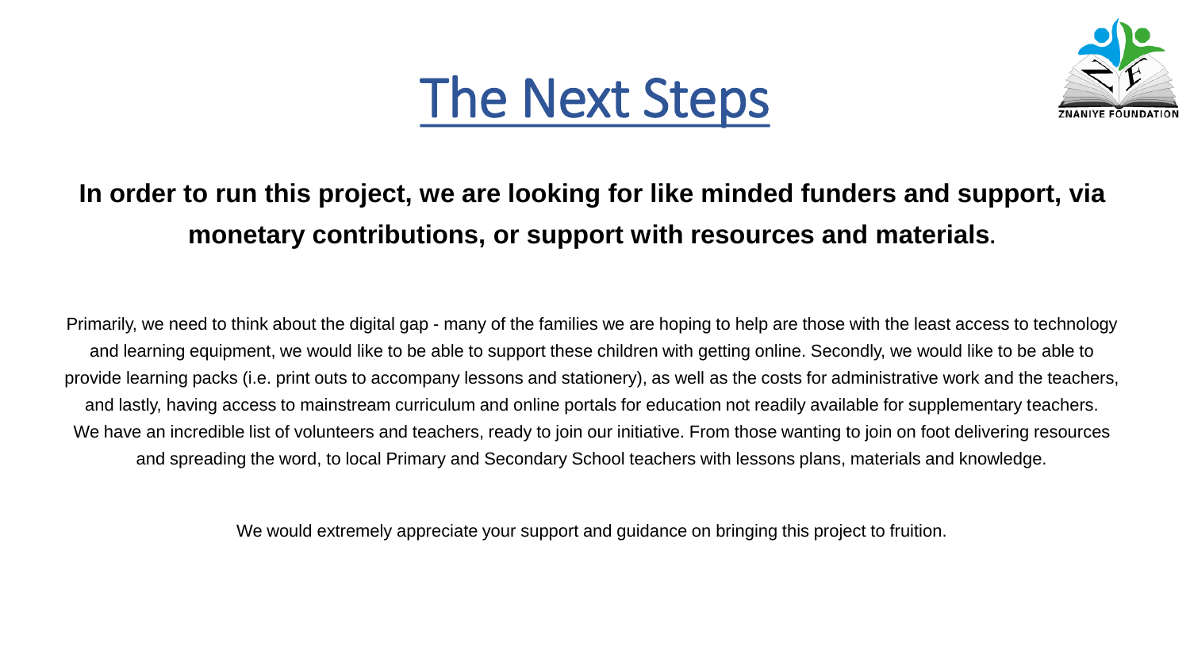# The Next Steps

**In order to run this project, we are looking for like minded funders and support, via monetary contributions, or support with resources and materials.**

Primarily, we need to think about the digital gap - many of the families we are hoping to help are those with the least access to technology and learning equipment, we would like to be able to support these children with getting online. Secondly, we would like to be able to provide learning packs (i.e. print outs to accompany lessons and stationery), as well as the costs for administrative work and the teachers, and lastly, having access to mainstream curriculum and online portals for education not readily available for supplementary teachers. We have an incredible list of volunteers and teachers, ready to join our initiative. From those wanting to join on foot delivering resources and spreading the word, to local Primary and Secondary School teachers with lessons plans, materials and knowledge.

We would extremely appreciate your support and guidance on bringing this project to fruition.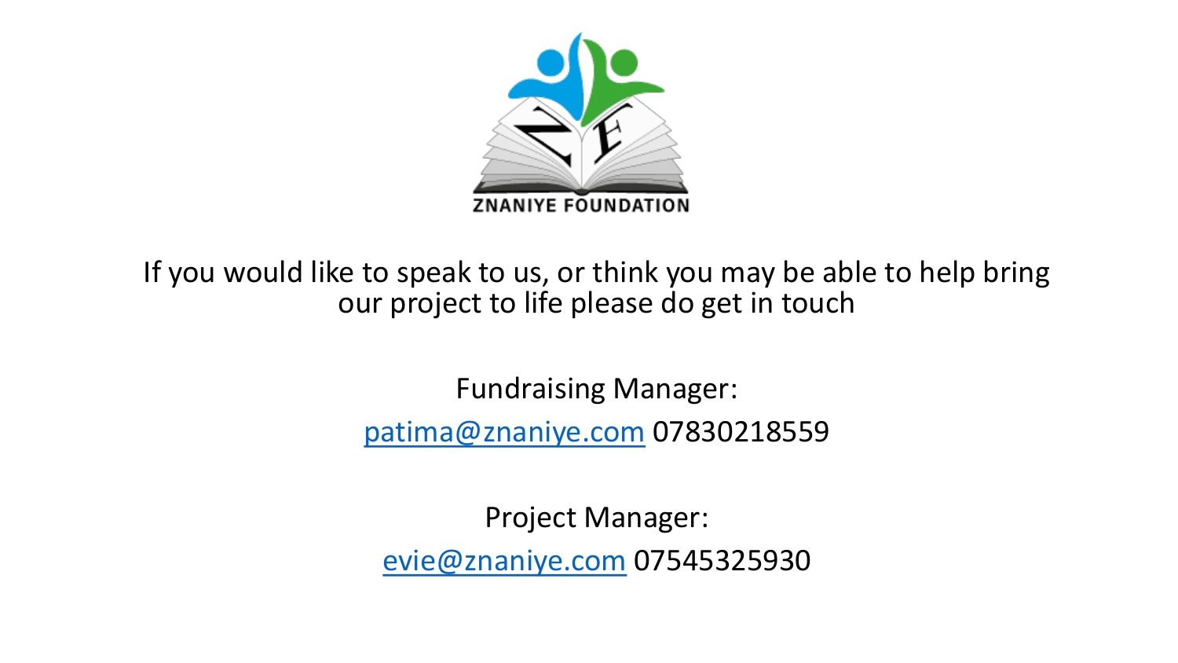ZNANIYE FOUNDATION

If you would like to speak to us, or think you may be able to help bring our project to life please do get in touch

Fundraising Manager:

patima@znaniye.com 07830218559

Project Manager:

evie@znaniye.com 07545325930